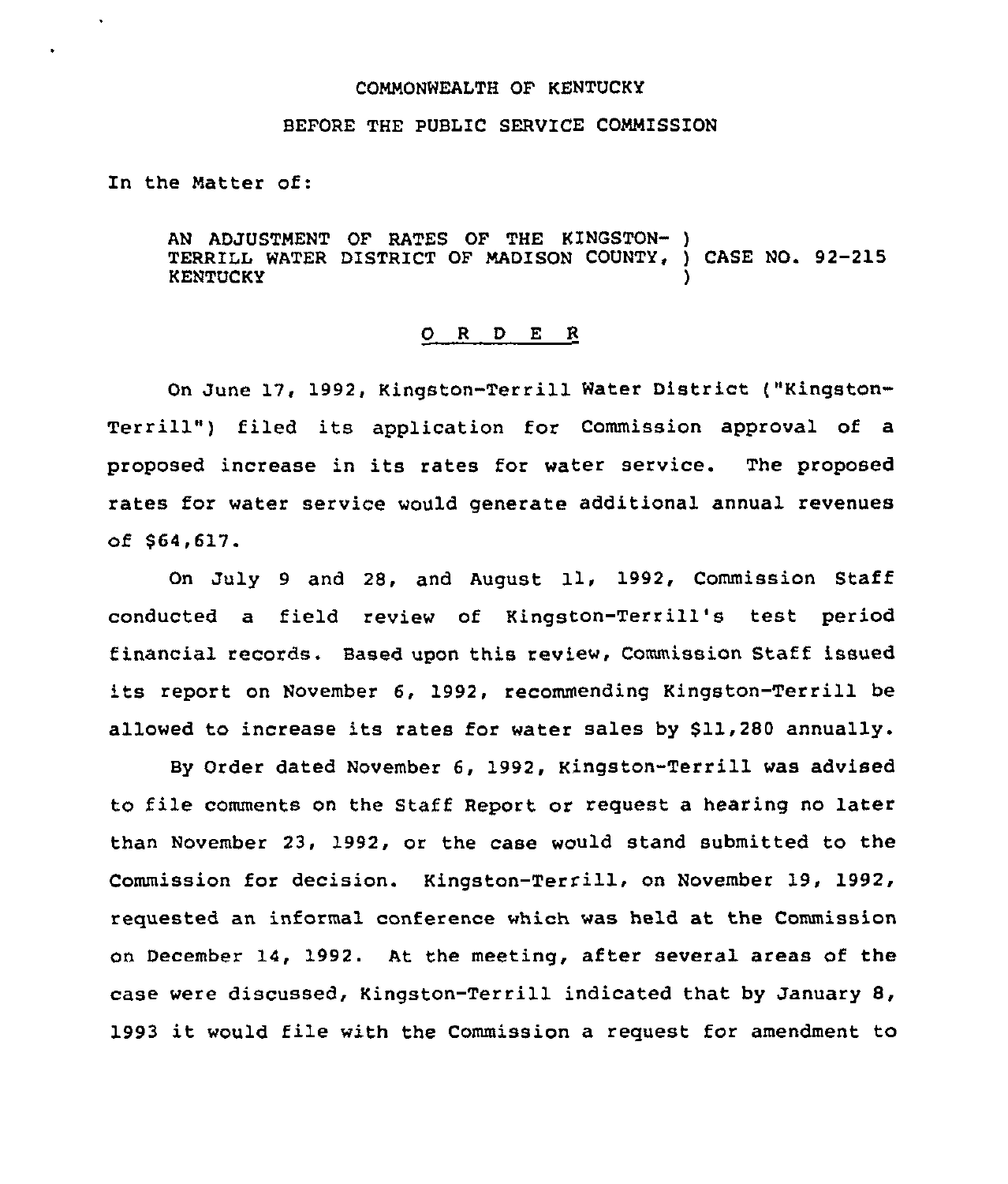COMMONWEALTH OF KENTUCKY

BEFORE THE PUBLIC SERVICE COMMISSION

In the Matter of:

AN ADJUSTMENT OF RATES OF THE KINGSTON-TERRILL WATER DISTRICT OF MADISON COUNTY, KENTUCKY ) CASE NO. 92-215

O R D E R

On June 17, 1992, Kingston-Terrill Water District ("Kingston-Terrill") filed its application for Commission approval of a proposed increase in its rates for water service. The proposed rates for water service would generate additional annual revenues of $64,617.

On July 9 and 28, and August 11, 1992, Commission Staff conducted a field review of Kingston-Terrill's test period financial records. Based upon this review, Commission Staff issued its report on November 6, 1992, recommending Kingston-Terrill be allowed to increase its rates for water sales by $11,280 annually.

By Order dated November 6, 1992, Kingston-Terrill was advised to file comments on the Staff Report or request a hearing no later than November 23, 1992, or the case would stand submitted to the Commission for decision. Kingston-Terrill, on November 19, 1992, requested an informal conference which was held at the Commission on December 14, 1992. At the meeting, after several areas of the case were discussed, Kingston-Terrill indicated that by January 8, 1993 it would file with the Commission a request for amendment to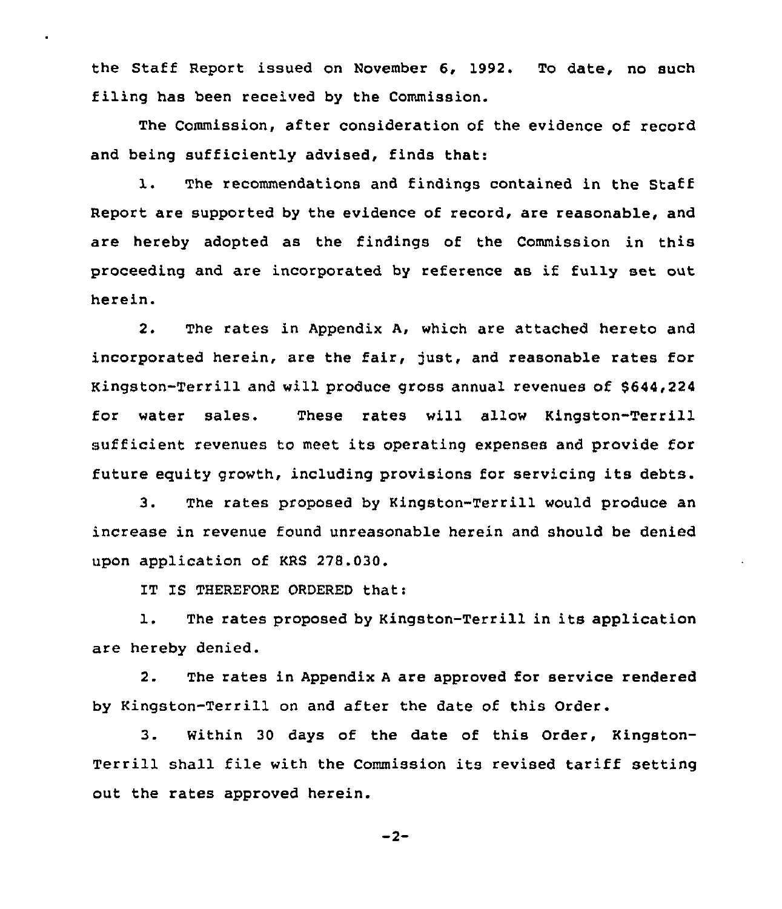the Staff Report issued on November 6, 1992. To date, no such filing has been received by the Commission.

The Commission, after consideration of the evidence of record and being sufficiently advised, finds that:

1. The recommendations and findings contained in the Staff Report are supported by the evidence of record, are reasonable, and are hereby adopted as the findings of the Commission in this proceeding and are incorporated by reference as if fully set out herein.

2. The rates in Appendix A, which are attached hereto and incorporated herein, are the fair, just, and reasonable rates for Kingston-Terrill and will produce gross annual revenues of $644,224 for water sales. These rates will allow Kingston-Terrill sufficient revenues to meet its operating expenses and provide for future equity growth, including provisions for servicing its debts.

3. The rates proposed by Kingston-Terrill would produce an increase in revenue found unreasonable herein and should be denied upon application of KRS 278.030.

IT IS THEREFORE ORDERED that:

1. The rates proposed by Kingston-Terrill in its application are hereby denied.

2. The rates in Appendix A are approved for service rendered by Kingston-Terrill on and after the date of this Order.

3. Within 30 days of the date of this Order, Kingston-Terrill shall file with the Commission its revised tariff setting out the rates approved herein.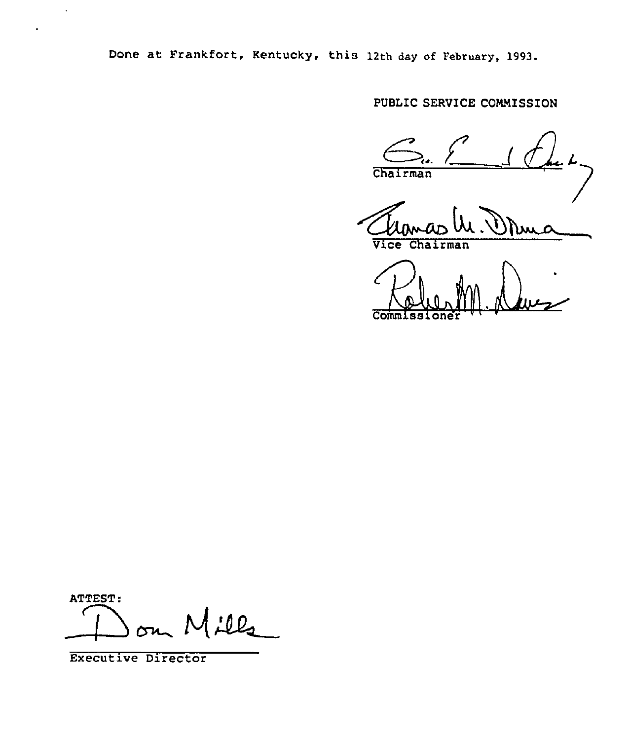Done at Frankfort, Kentucky, this 12th day of February, 1993.

PUBLIC SERVICE COMMISSION

Chairman

Vice Chairman

Commissioner

ATTEST:

Executive Director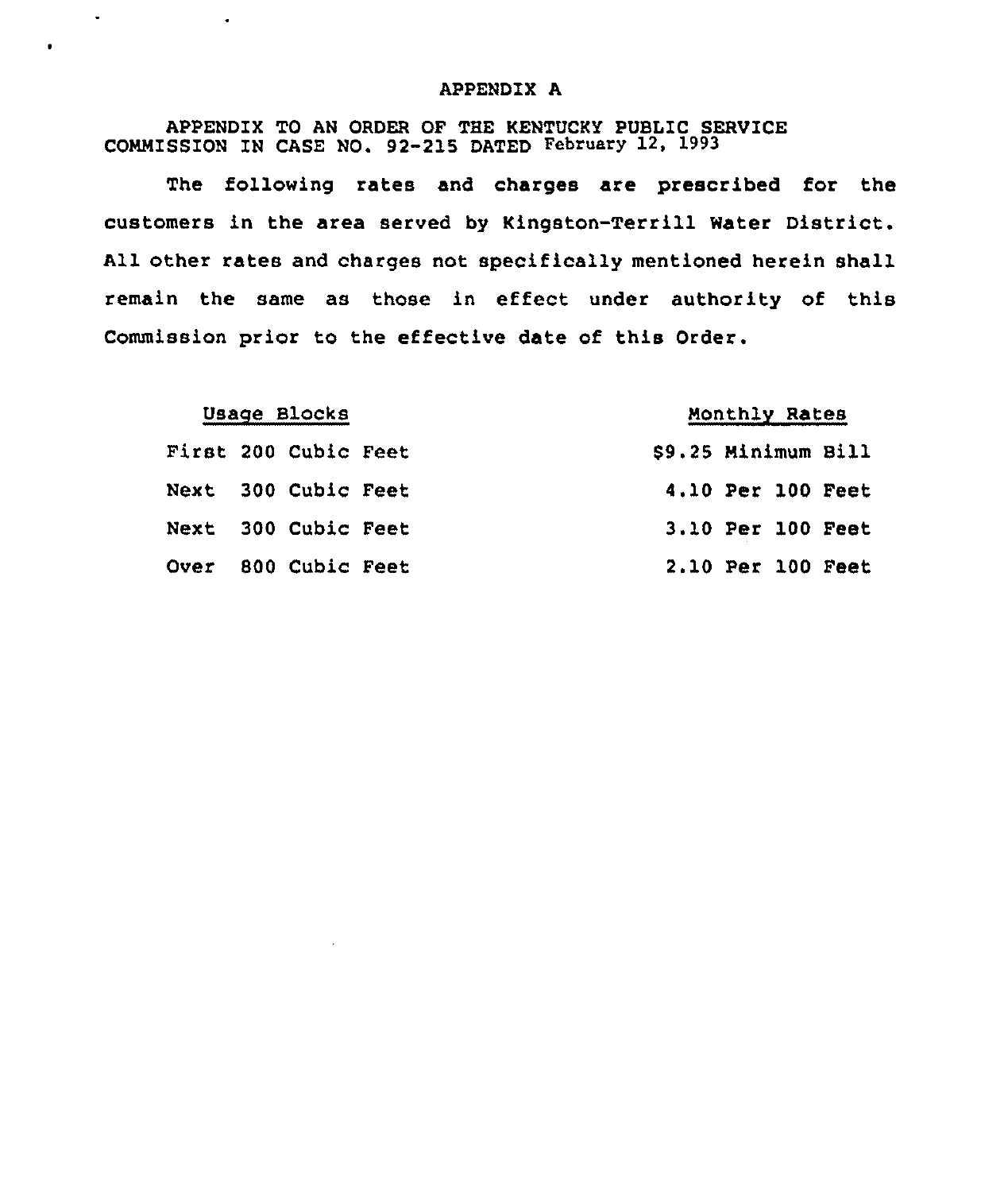# APPENDIX A

APPENDIX TO AN ORDER OF THE KENTUCKY PUBLIC SERVICE COMMISSION IN CASE NO. 92-215 DATED February 12, 1993

The following rates and charges are prescribed for the customers in the area served by Kingston-Terrill Water District. All other rates and charges not specifically mentioned herein shall remain the same as those in effect under authority of this Commission prior to the effective date of this Order.

| Usage Blocks | Monthly Rates |
|---|---|
| First 200 Cubic Feet | $9.25 Minimum Bill |
| Next 300 Cubic Feet | 4.10 Per 100 Feet |
| Next 300 Cubic Feet | 3.10 Per 100 Feet |
| Over 800 Cubic Feet | 2.10 Per 100 Feet |